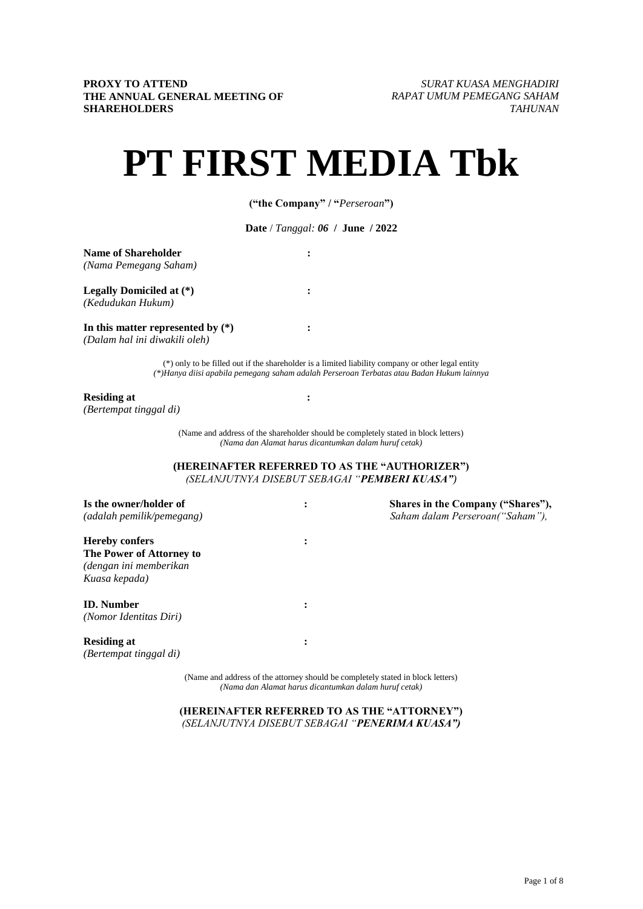**PROXY TO ATTEND THE ANNUAL GENERAL MEETING OF SHAREHOLDERS**

*SURAT KUASA MENGHADIRI RAPAT UMUM PEMEGANG SAHAM TAHUNAN*

# PT FIRST MEDIA Tbk

**("the Company" / "*Perseroan*")**

**Date** / *Tanggal:* ***06* / June / 2022**

**Name of Shareholder** :
*(Nama Pemegang Saham)*

**Legally Domiciled at (\*)** :
*(Kedudukan Hukum)*

**In this matter represented by (\*)** :
*(Dalam hal ini diwakili oleh)*

(\*) only to be filled out if the shareholder is a limited liability company or other legal entity
*(\*)Hanya diisi apabila pemegang saham adalah Perseroan Terbatas atau Badan Hukum lainnya*

**Residing at** :
*(Bertempat tinggal di)*

(Name and address of the shareholder should be completely stated in block letters)
*(Nama dan Alamat harus dicantumkan dalam huruf cetak)*

**(HEREINAFTER REFERRED TO AS THE "AUTHORIZER")**
*(SELANJUTNYA DISEBUT SEBAGAI "**PEMBERI KUASA**")*

**Is the owner/holder of** : **Shares in the Company ("Shares"),**
*(adalah pemilik/pemegang)* *Saham dalam Perseroan("Saham"),*

**Hereby confers The Power of Attorney to** :
*(dengan ini memberikan Kuasa kepada)*

**ID. Number** :
*(Nomor Identitas Diri)*

**Residing at** :
*(Bertempat tinggal di)*

(Name and address of the attorney should be completely stated in block letters)
*(Nama dan Alamat harus dicantumkan dalam huruf cetak)*

**(HEREINAFTER REFERRED TO AS THE "ATTORNEY")**
*(SELANJUTNYA DISEBUT SEBAGAI "**PENERIMA KUASA**")*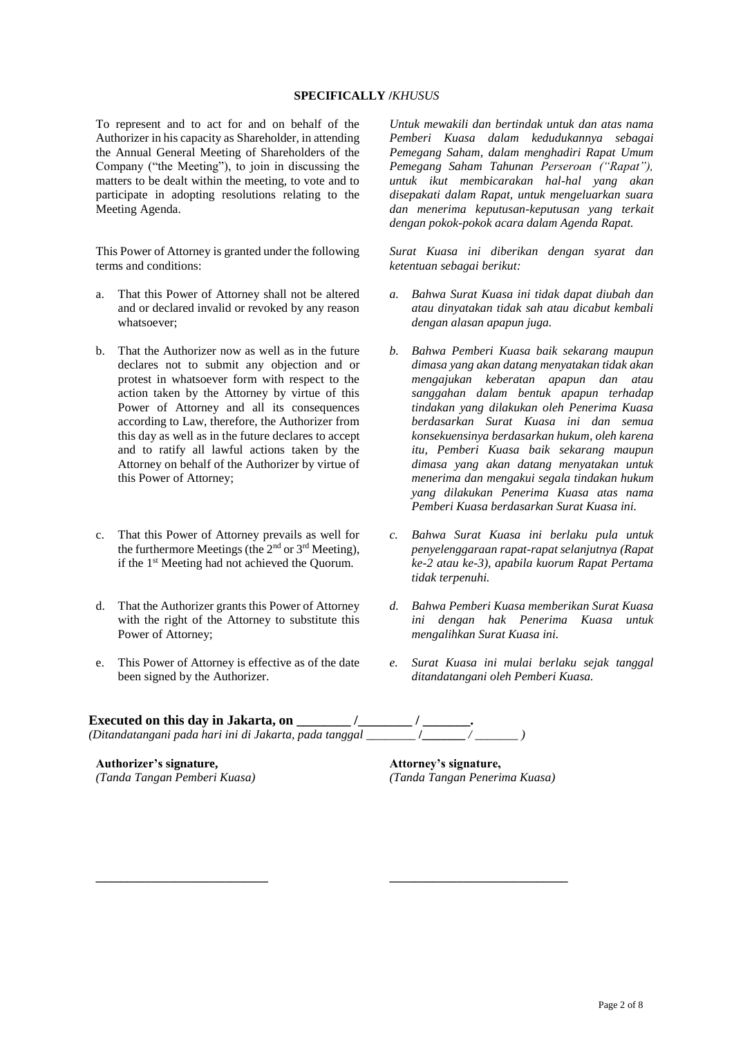**SPECIFICALLY /*KHUSUS***

To represent and to act for and on behalf of the Authorizer in his capacity as Shareholder, in attending the Annual General Meeting of Shareholders of the Company ("the Meeting"), to join in discussing the matters to be dealt within the meeting, to vote and to participate in adopting resolutions relating to the Meeting Agenda.

*Untuk mewakili dan bertindak untuk dan atas nama Pemberi Kuasa dalam kedudukannya sebagai Pemegang Saham, dalam menghadiri Rapat Umum Pemegang Saham Tahunan Perseroan ("Rapat"), untuk ikut membicarakan hal-hal yang akan disepakati dalam Rapat, untuk mengeluarkan suara dan menerima keputusan-keputusan yang terkait dengan pokok-pokok acara dalam Agenda Rapat.*

This Power of Attorney is granted under the following terms and conditions:

*Surat Kuasa ini diberikan dengan syarat dan ketentuan sebagai berikut:*

a. That this Power of Attorney shall not be altered and or declared invalid or revoked by any reason whatsoever;

*a. Bahwa Surat Kuasa ini tidak dapat diubah dan atau dinyatakan tidak sah atau dicabut kembali dengan alasan apapun juga.*

b. That the Authorizer now as well as in the future declares not to submit any objection and or protest in whatsoever form with respect to the action taken by the Attorney by virtue of this Power of Attorney and all its consequences according to Law, therefore, the Authorizer from this day as well as in the future declares to accept and to ratify all lawful actions taken by the Attorney on behalf of the Authorizer by virtue of this Power of Attorney;

*b. Bahwa Pemberi Kuasa baik sekarang maupun dimasa yang akan datang menyatakan tidak akan mengajukan keberatan apapun dan atau sanggahan dalam bentuk apapun terhadap tindakan yang dilakukan oleh Penerima Kuasa berdasarkan Surat Kuasa ini dan semua konsekuensinya berdasarkan hukum, oleh karena itu, Pemberi Kuasa baik sekarang maupun dimasa yang akan datang menyatakan untuk menerima dan mengakui segala tindakan hukum yang dilakukan Penerima Kuasa atas nama Pemberi Kuasa berdasarkan Surat Kuasa ini.*

c. That this Power of Attorney prevails as well for the furthermore Meetings (the 2nd or 3rd Meeting), if the 1st Meeting had not achieved the Quorum.

*c. Bahwa Surat Kuasa ini berlaku pula untuk penyelenggaraan rapat-rapat selanjutnya (Rapat ke-2 atau ke-3), apabila kuorum Rapat Pertama tidak terpenuhi.*

d. That the Authorizer grants this Power of Attorney with the right of the Attorney to substitute this Power of Attorney;

*d. Bahwa Pemberi Kuasa memberikan Surat Kuasa ini dengan hak Penerima Kuasa untuk mengalihkan Surat Kuasa ini.*

e. This Power of Attorney is effective as of the date been signed by the Authorizer.

*e. Surat Kuasa ini mulai berlaku sejak tanggal ditandatangani oleh Pemberi Kuasa.*

**Executed on this day in Jakarta, on ________ /________ / _______.**
*(Ditandatangani pada hari ini di Jakarta, pada tanggal ________ /_______ / _______ )*

| **Authorizer's signature,** *(Tanda Tangan Pemberi Kuasa)* | **Attorney's signature,** *(Tanda Tangan Penerima Kuasa)* |
|---|---|
| ___________________________ | ____________________________ |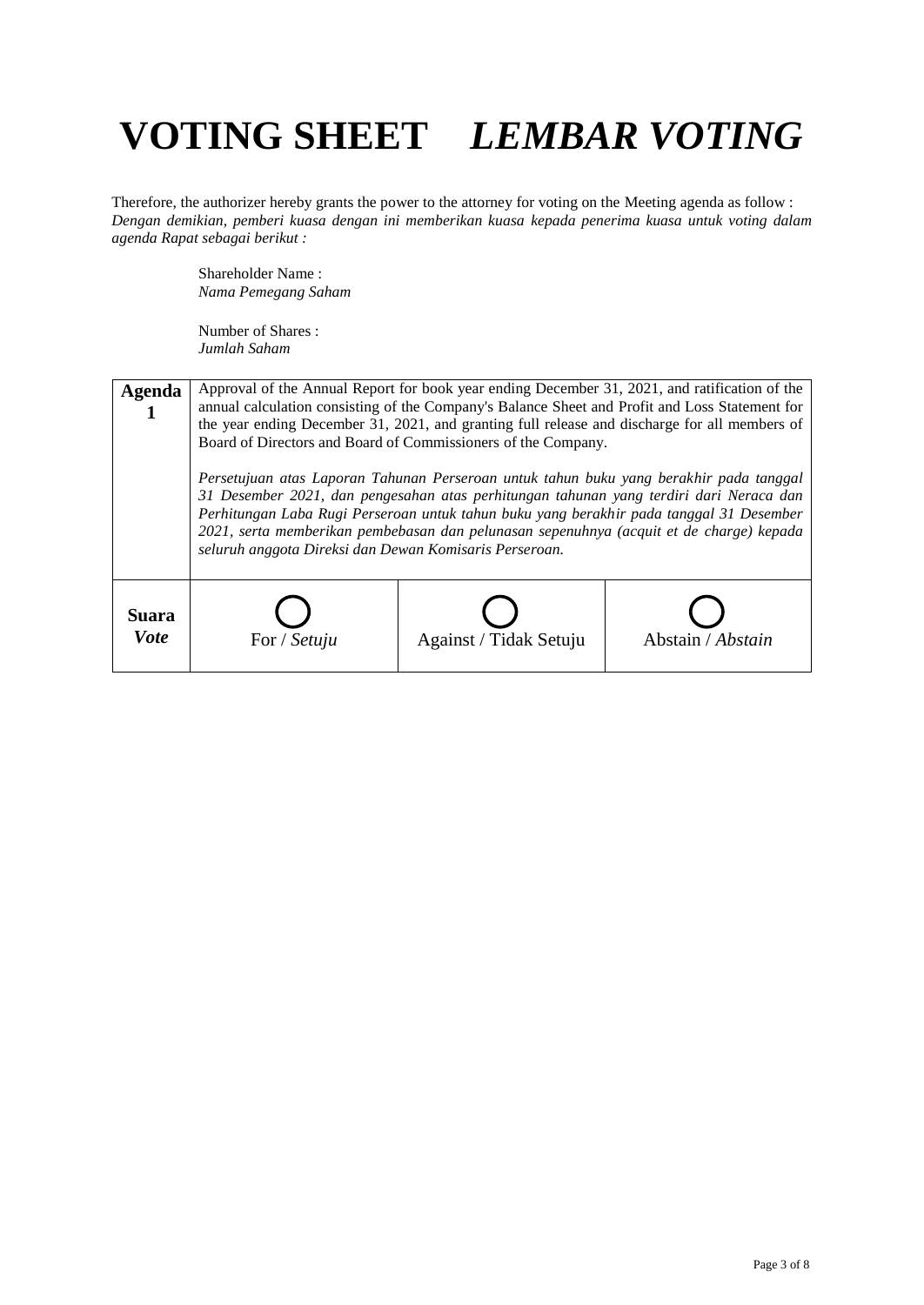# **VOTING SHEET** ***LEMBAR VOTING***

Therefore, the authorizer hereby grants the power to the attorney for voting on the Meeting agenda as follow :
*Dengan demikian, pemberi kuasa dengan ini memberikan kuasa kepada penerima kuasa untuk voting dalam agenda Rapat sebagai berikut :*

Shareholder Name :
*Nama Pemegang Saham*

Number of Shares :
*Jumlah Saham*

| **Agenda 1** | Approval of the Annual Report for book year ending December 31, 2021, and ratification of the annual calculation consisting of the Company's Balance Sheet and Profit and Loss Statement for the year ending December 31, 2021, and granting full release and discharge for all members of Board of Directors and Board of Commissioners of the Company.<br><br>*Persetujuan atas Laporan Tahunan Perseroan untuk tahun buku yang berakhir pada tanggal 31 Desember 2021, dan pengesahan atas perhitungan tahunan yang terdiri dari Neraca dan Perhitungan Laba Rugi Perseroan untuk tahun buku yang berakhir pada tanggal 31 Desember 2021, serta memberikan pembebasan dan pelunasan sepenuhnya (acquit et de charge) kepada seluruh anggota Direksi dan Dewan Komisaris Perseroan.* | | |
|---|---|---|---|
| **Suara** ***Vote*** | ◯ For / *Setuju* | ◯ Against / Tidak Setuju | ◯ Abstain / *Abstain* |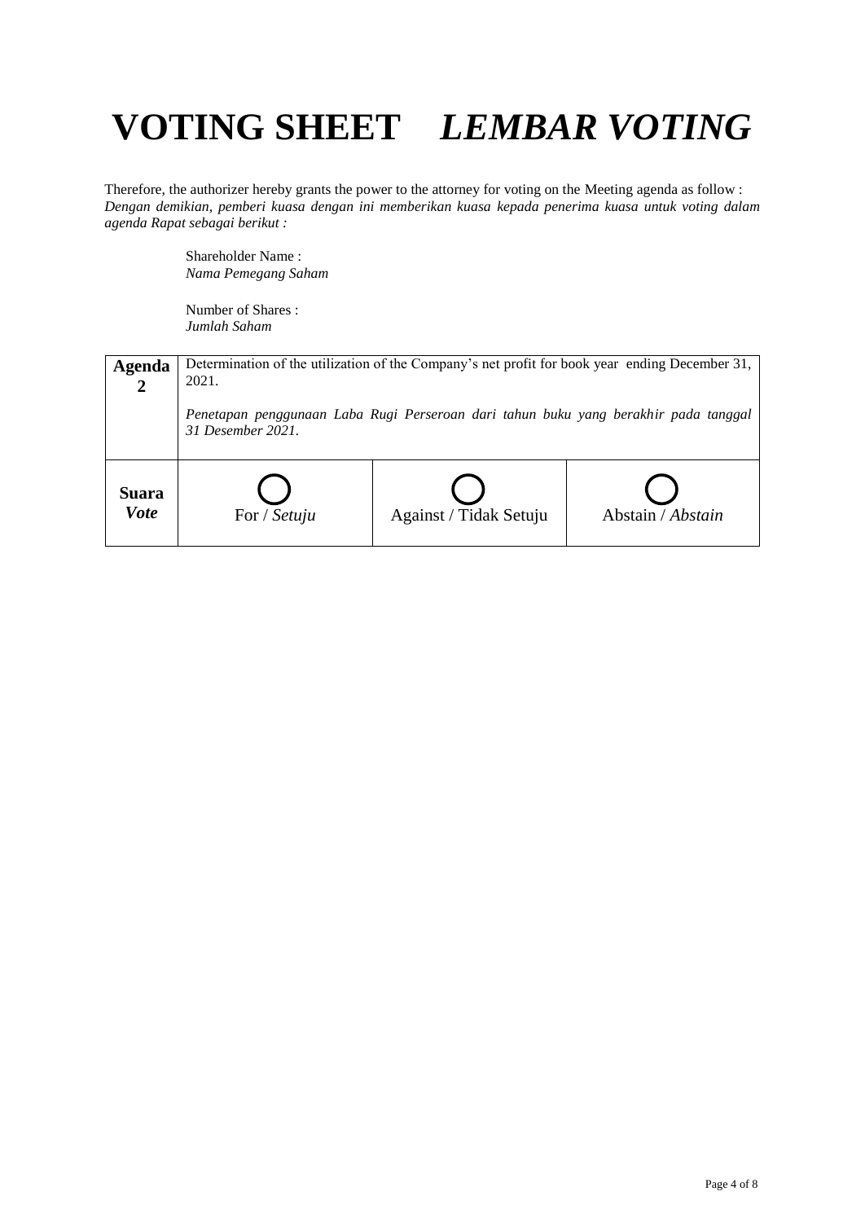# VOTING SHEET *LEMBAR VOTING*

Therefore, the authorizer hereby grants the power to the attorney for voting on the Meeting agenda as follow :
*Dengan demikian, pemberi kuasa dengan ini memberikan kuasa kepada penerima kuasa untuk voting dalam agenda Rapat sebagai berikut :*

Shareholder Name :
*Nama Pemegang Saham*

Number of Shares :
*Jumlah Saham*

| **Agenda 2** | Determination of the utilization of the Company's net profit for book year ending December 31, 2021.<br><br>*Penetapan penggunaan Laba Rugi Perseroan dari tahun buku yang berakhir pada tanggal 31 Desember 2021.* | | |
|---|---|---|---|
| **Suara** ***Vote*** | ◯ For / *Setuju* | ◯ Against / Tidak Setuju | ◯ Abstain / *Abstain* |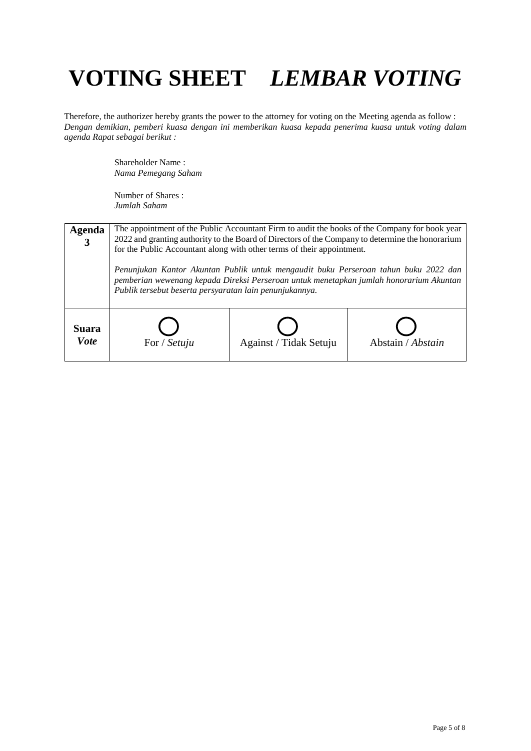# **VOTING SHEET** ***LEMBAR VOTING***

Therefore, the authorizer hereby grants the power to the attorney for voting on the Meeting agenda as follow :
*Dengan demikian, pemberi kuasa dengan ini memberikan kuasa kepada penerima kuasa untuk voting dalam agenda Rapat sebagai berikut :*

Shareholder Name :
*Nama Pemegang Saham*

Number of Shares :
*Jumlah Saham*

| **Agenda 3** | The appointment of the Public Accountant Firm to audit the books of the Company for book year 2022 and granting authority to the Board of Directors of the Company to determine the honorarium for the Public Accountant along with other terms of their appointment. *Penunjukan Kantor Akuntan Publik untuk mengaudit buku Perseroan tahun buku 2022 dan pemberian wewenang kepada Direksi Perseroan untuk menetapkan jumlah honorarium Akuntan Publik tersebut beserta persyaratan lain penunjukannya.* | | |
|---|---|---|---|
| **Suara** ***Vote*** | ○ For / *Setuju* | ○ Against / Tidak Setuju | ○ Abstain / *Abstain* |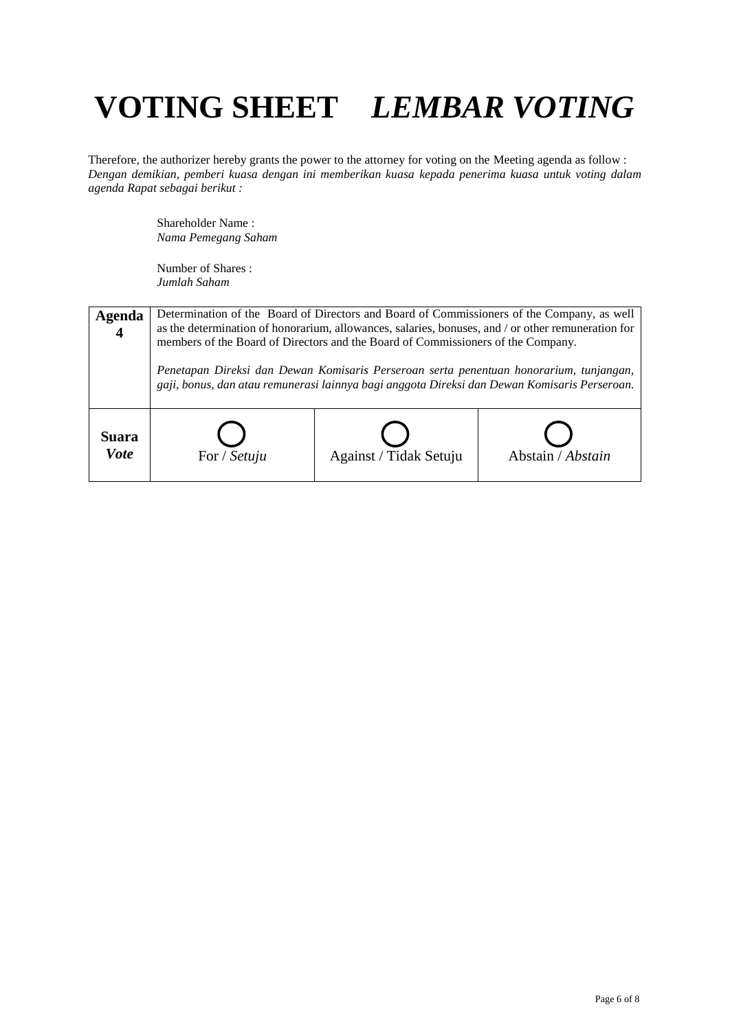# **VOTING SHEET** ***LEMBAR VOTING***

Therefore, the authorizer hereby grants the power to the attorney for voting on the Meeting agenda as follow :
*Dengan demikian, pemberi kuasa dengan ini memberikan kuasa kepada penerima kuasa untuk voting dalam agenda Rapat sebagai berikut :*

Shareholder Name :
*Nama Pemegang Saham*

Number of Shares :
*Jumlah Saham*

| **Agenda 4** | Determination of the Board of Directors and Board of Commissioners of the Company, as well as the determination of honorarium, allowances, salaries, bonuses, and / or other remuneration for members of the Board of Directors and the Board of Commissioners of the Company.<br><br>*Penetapan Direksi dan Dewan Komisaris Perseroan serta penentuan honorarium, tunjangan, gaji, bonus, dan atau remunerasi lainnya bagi anggota Direksi dan Dewan Komisaris Perseroan.* | | |
|---|---|---|---|
| **Suara** ***Vote*** | ◯ For / *Setuju* | ◯ Against / Tidak Setuju | ◯ Abstain / *Abstain* |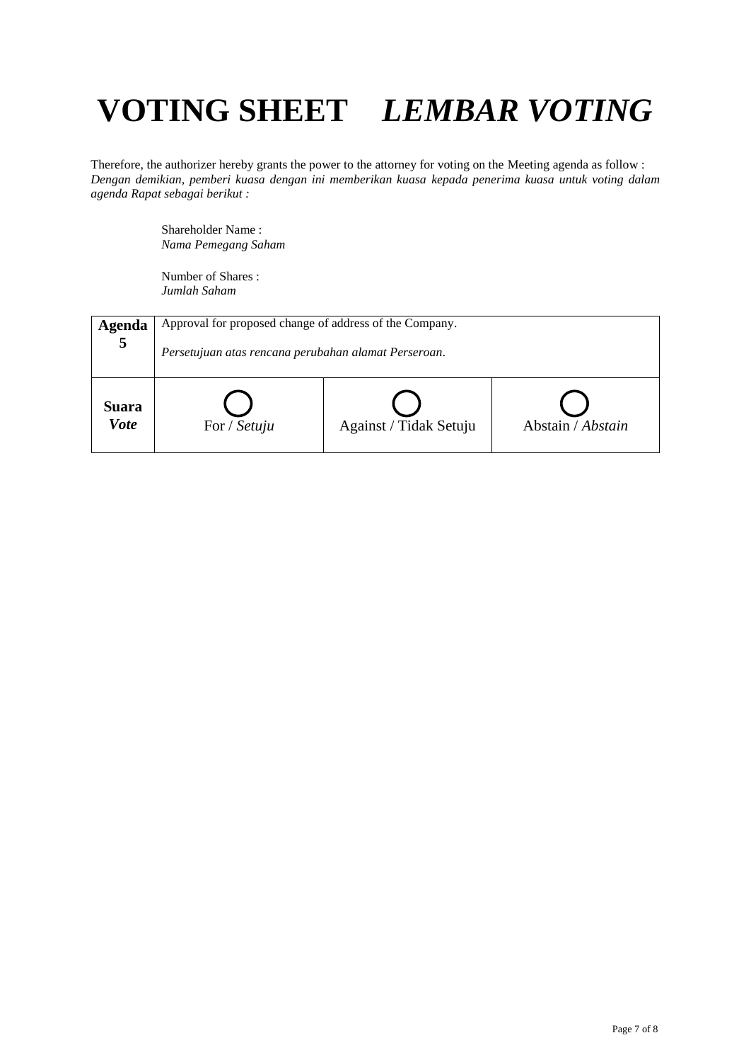# **VOTING SHEET** ***LEMBAR VOTING***

Therefore, the authorizer hereby grants the power to the attorney for voting on the Meeting agenda as follow :
*Dengan demikian, pemberi kuasa dengan ini memberikan kuasa kepada penerima kuasa untuk voting dalam agenda Rapat sebagai berikut :*

Shareholder Name :
*Nama Pemegang Saham*

Number of Shares :
*Jumlah Saham*

| **Agenda 5** | Approval for proposed change of address of the Company.<br><br>*Persetujuan atas rencana perubahan alamat Perseroan*. | | |
|---|---|---|---|
| **Suara** ***Vote*** | ◯ For / *Setuju* | ◯ Against / Tidak Setuju | ◯ Abstain / *Abstain* |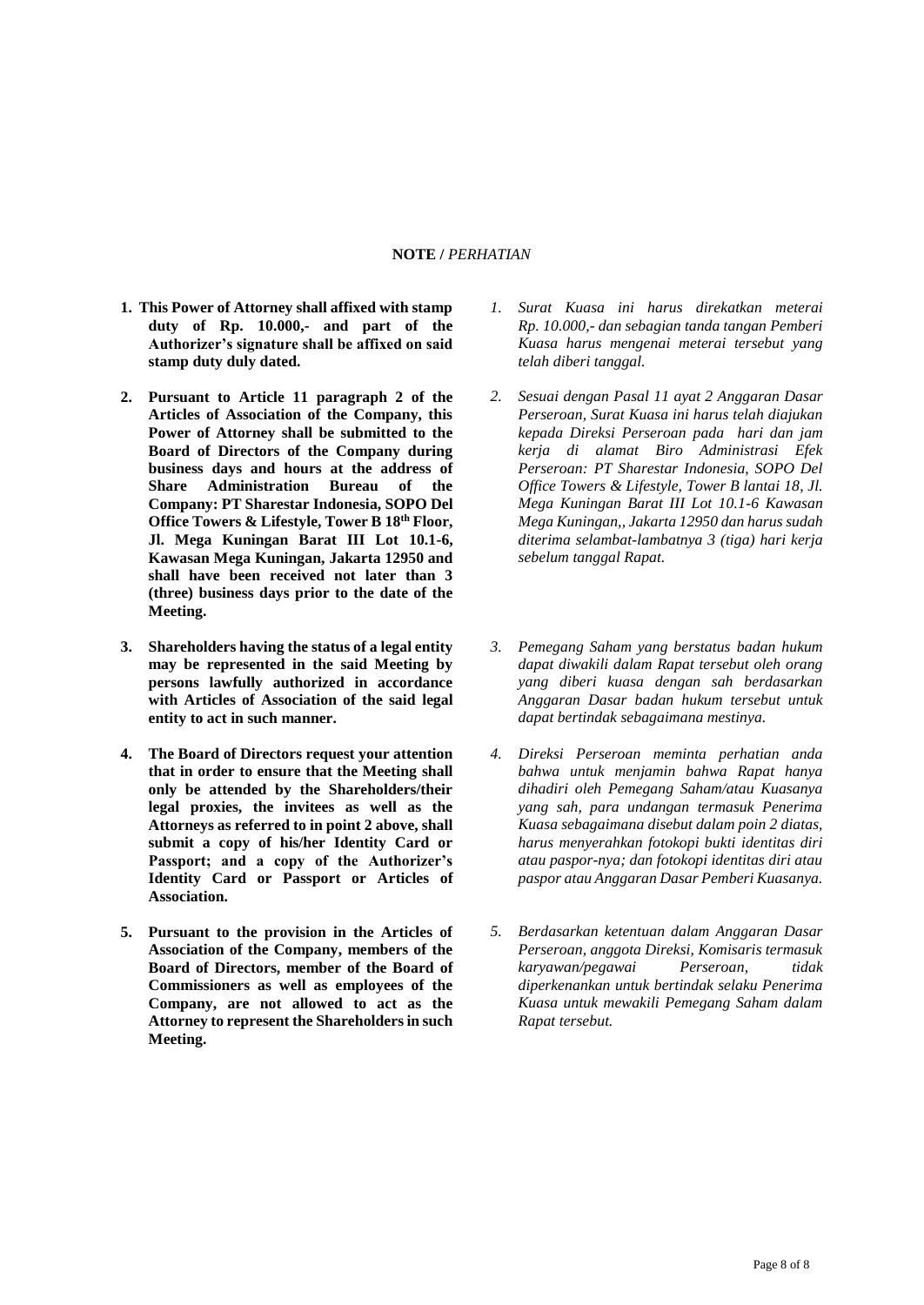**NOTE /** *PERHATIAN*

1. **This Power of Attorney shall affixed with stamp duty of Rp. 10.000,- and part of the Authorizer's signature shall be affixed on said stamp duty duly dated.**

   *Surat Kuasa ini harus direkatkan meterai Rp. 10.000,- dan sebagian tanda tangan Pemberi Kuasa harus mengenai meterai tersebut yang telah diberi tanggal.*

2. **Pursuant to Article 11 paragraph 2 of the Articles of Association of the Company, this Power of Attorney shall be submitted to the Board of Directors of the Company during business days and hours at the address of Share Administration Bureau of the Company: PT Sharestar Indonesia, SOPO Del Office Towers & Lifestyle, Tower B 18th Floor, Jl. Mega Kuningan Barat III Lot 10.1-6, Kawasan Mega Kuningan, Jakarta 12950 and shall have been received not later than 3 (three) business days prior to the date of the Meeting.**

   *Sesuai dengan Pasal 11 ayat 2 Anggaran Dasar Perseroan, Surat Kuasa ini harus telah diajukan kepada Direksi Perseroan pada hari dan jam kerja di alamat Biro Administrasi Efek Perseroan: PT Sharestar Indonesia, SOPO Del Office Towers & Lifestyle, Tower B lantai 18, Jl. Mega Kuningan Barat III Lot 10.1-6 Kawasan Mega Kuningan,, Jakarta 12950 dan harus sudah diterima selambat-lambatnya 3 (tiga) hari kerja sebelum tanggal Rapat.*

3. **Shareholders having the status of a legal entity may be represented in the said Meeting by persons lawfully authorized in accordance with Articles of Association of the said legal entity to act in such manner.**

   *Pemegang Saham yang berstatus badan hukum dapat diwakili dalam Rapat tersebut oleh orang yang diberi kuasa dengan sah berdasarkan Anggaran Dasar badan hukum tersebut untuk dapat bertindak sebagaimana mestinya.*

4. **The Board of Directors request your attention that in order to ensure that the Meeting shall only be attended by the Shareholders/their legal proxies, the invitees as well as the Attorneys as referred to in point 2 above, shall submit a copy of his/her Identity Card or Passport; and a copy of the Authorizer's Identity Card or Passport or Articles of Association.**

   *Direksi Perseroan meminta perhatian anda bahwa untuk menjamin bahwa Rapat hanya dihadiri oleh Pemegang Saham/atau Kuasanya yang sah, para undangan termasuk Penerima Kuasa sebagaimana disebut dalam poin 2 diatas, harus menyerahkan fotokopi bukti identitas diri atau paspor-nya; dan fotokopi identitas diri atau paspor atau Anggaran Dasar Pemberi Kuasanya.*

5. **Pursuant to the provision in the Articles of Association of the Company, members of the Board of Directors, member of the Board of Commissioners as well as employees of the Company, are not allowed to act as the Attorney to represent the Shareholders in such Meeting.**

   *Berdasarkan ketentuan dalam Anggaran Dasar Perseroan, anggota Direksi, Komisaris termasuk karyawan/pegawai Perseroan, tidak diperkenankan untuk bertindak selaku Penerima Kuasa untuk mewakili Pemegang Saham dalam Rapat tersebut.*